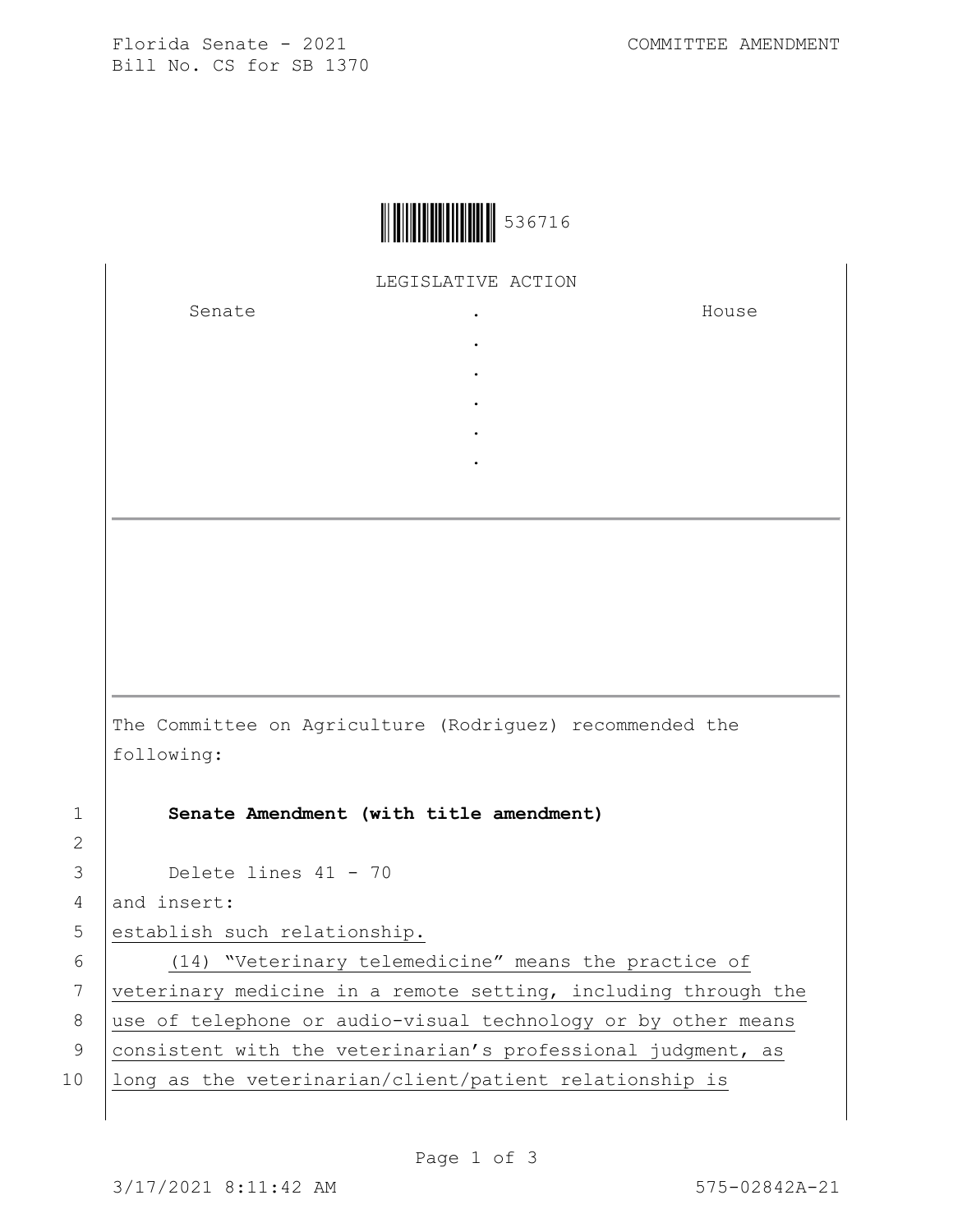Florida Senate - 2021
Bill No. CS for SB 1370

COMMITTEE AMENDMENT

536716

LEGISLATIVE ACTION

| Senate | . | House |
|---|---|---|
| | . | |
| | . | |
| | . | |
| | . | |
| | . | |

The Committee on Agriculture (Rodriguez) recommended the following:

1 **Senate Amendment (with title amendment)**

2

3 Delete lines 41 - 70

4 and insert:

5 establish such relationship.

6 (14) “Veterinary telemedicine” means the practice of

7 veterinary medicine in a remote setting, including through the

8 use of telephone or audio-visual technology or by other means

9 consistent with the veterinarian’s professional judgment, as

10 long as the veterinarian/client/patient relationship is

3/17/2021 8:11:42 AM

575-02842A-21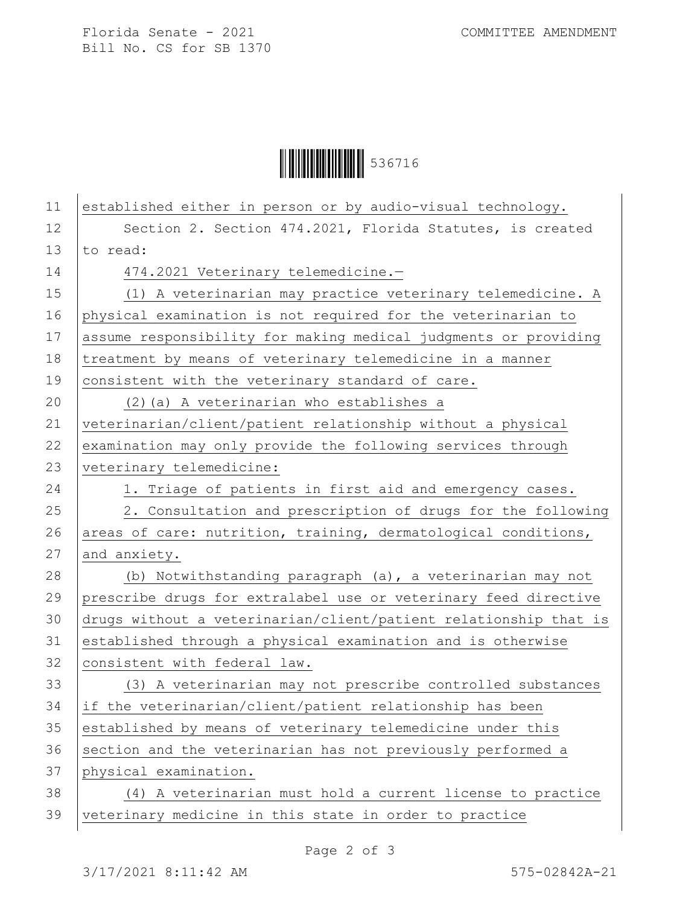established either in person or by audio-visual technology.

Section 2. Section 474.2021, Florida Statutes, is created to read:

474.2021 Veterinary telemedicine.—

(1) A veterinarian may practice veterinary telemedicine. A physical examination is not required for the veterinarian to assume responsibility for making medical judgments or providing treatment by means of veterinary telemedicine in a manner consistent with the veterinary standard of care.

(2)(a) A veterinarian who establishes a veterinarian/client/patient relationship without a physical examination may only provide the following services through veterinary telemedicine:

1. Triage of patients in first aid and emergency cases.

2. Consultation and prescription of drugs for the following areas of care: nutrition, training, dermatological conditions, and anxiety.

(b) Notwithstanding paragraph (a), a veterinarian may not prescribe drugs for extralabel use or veterinary feed directive drugs without a veterinarian/client/patient relationship that is established through a physical examination and is otherwise consistent with federal law.

(3) A veterinarian may not prescribe controlled substances if the veterinarian/client/patient relationship has been established by means of veterinary telemedicine under this section and the veterinarian has not previously performed a physical examination.

(4) A veterinarian must hold a current license to practice veterinary medicine in this state in order to practice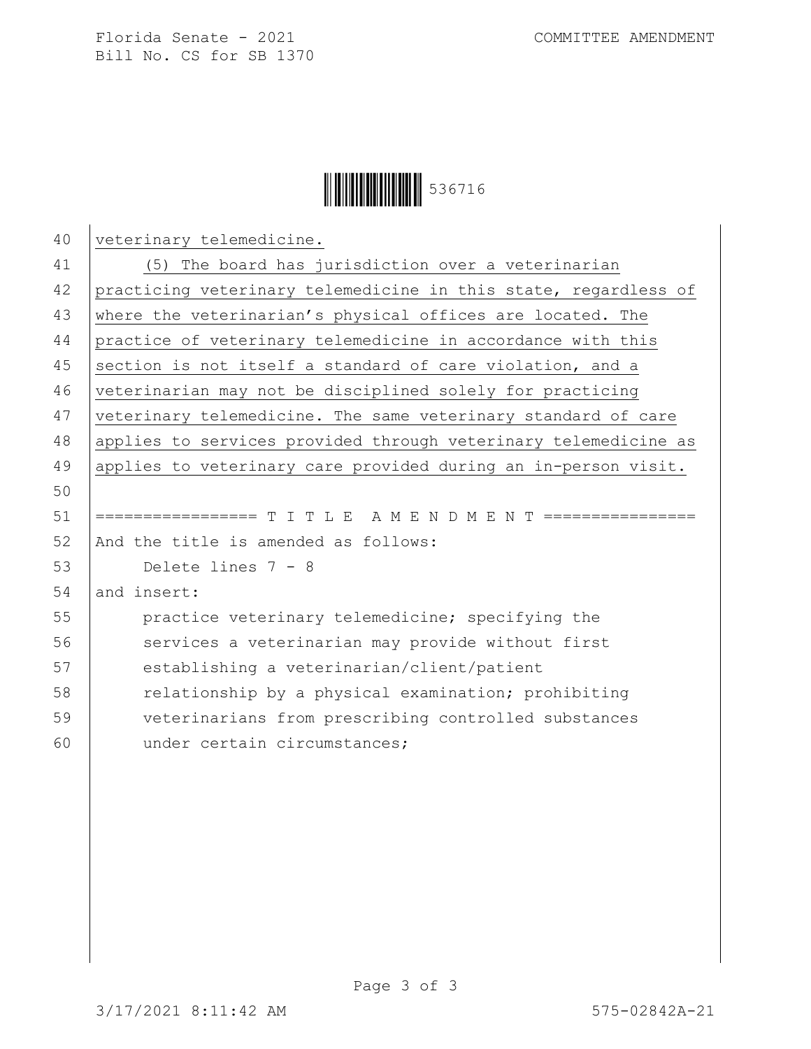veterinary telemedicine.

(5) The board has jurisdiction over a veterinarian practicing veterinary telemedicine in this state, regardless of where the veterinarian's physical offices are located. The practice of veterinary telemedicine in accordance with this section is not itself a standard of care violation, and a veterinarian may not be disciplined solely for practicing veterinary telemedicine. The same veterinary standard of care applies to services provided through veterinary telemedicine as applies to veterinary care provided during an in-person visit.

================= T I T L E A M E N D M E N T ================

And the title is amended as follows:

Delete lines 7 - 8

and insert:

practice veterinary telemedicine; specifying the services a veterinarian may provide without first establishing a veterinarian/client/patient relationship by a physical examination; prohibiting veterinarians from prescribing controlled substances under certain circumstances;